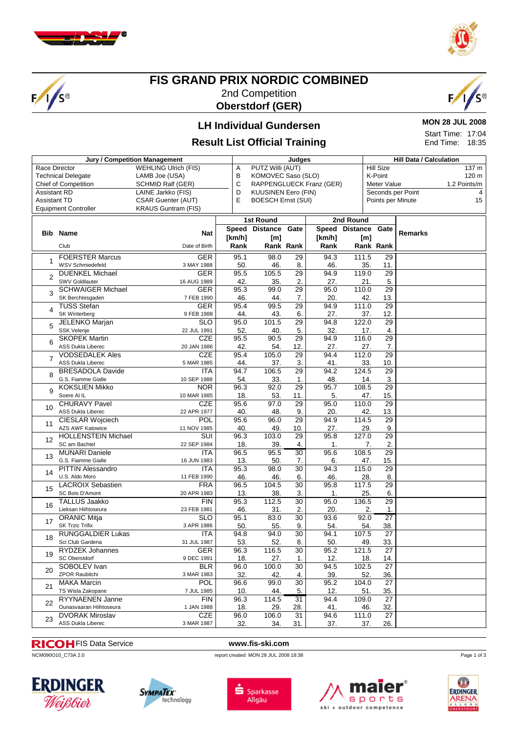# FIS GRAND PRIX NORDIC COMBINED

2nd Competition

**Oberstdorf (GER)**

## LH Individual Gundersen

### Result List Official Training

**MON 28 JUL 2008**

Start Time: 17:04
End Time: 18:35

| Jury / Competition Management | | Judges | | Hill Data / Calculation | |
|---|---|---|---|---|---|
| Race Director | WEHLING Ulrich (FIS) | A | PUTZ Willi (AUT) | Hill Size | 137 m |
| Technical Delegate | LAMB Joe (USA) | B | KOMOVEC Saso (SLO) | K-Point | 120 m |
| Chief of Competition | SCHMID Ralf (GER) | C | RAPPENGLUECK Franz (GER) | Meter Value | 1.2 Points/m |
| Assistant RD | LAINE Jarkko (FIS) | D | KUUSINEN Eero (FIN) | Seconds per Point | 4 |
| Assistant TD | CSAR Guenter (AUT) | E | BOESCH Ernst (SUI) | Points per Minute | 15 |
| Equipment Controller | KRAUS Guntram (FIS) | | | | |

| Bib | Name / Club | Nat / Date of Birth | 1st Round Speed [km/h] / Rank | 1st Round Distance [m] / Rank | 1st Round Gate / Rank | 2nd Round Speed [km/h] / Rank | 2nd Round Distance [m] / Rank | 2nd Round Gate / Rank | Remarks |
|---|---|---|---|---|---|---|---|---|---|
| 1 | FOERSTER Marcus / WSV Schmiedefeld | GER / 3 MAY 1988 | 95.1 / 50. | 98.0 / 46. | 29 / 8. | 94.3 / 46. | 111.5 / 35. | 29 / 11. | |
| 2 | DUENKEL Michael / SWV Goldlauter | GER / 16 AUG 1989 | 95.5 / 42. | 105.5 / 35. | 29 / 2. | 94.9 / 27. | 119.0 / 21. | 29 / 5. | |
| 3 | SCHWAIGER Michael / SK Berchtesgaden | GER / 7 FEB 1990 | 95.3 / 46. | 99.0 / 44. | 29 / 7. | 95.0 / 20. | 110.0 / 42. | 29 / 13. | |
| 4 | TUSS Stefan / SK Winterberg | GER / 9 FEB 1988 | 95.4 / 44. | 99.5 / 43. | 29 / 6. | 94.9 / 27. | 111.0 / 37. | 29 / 12. | |
| 5 | JELENKO Marjan / SSK Velenje | SLO / 22 JUL 1991 | 95.0 / 52. | 101.5 / 40. | 29 / 5. | 94.8 / 32. | 122.0 / 17. | 29 / 4. | |
| 6 | SKOPEK Martin / ASS Dukla Liberec | CZE / 20 JAN 1986 | 95.5 / 42. | 90.5 / 54. | 29 / 12. | 94.9 / 27. | 116.0 / 27. | 29 / 7. | |
| 7 | VODSEDALEK Ales / ASS Dukla Liberec | CZE / 5 MAR 1985 | 95.4 / 44. | 105.0 / 37. | 29 / 3. | 94.4 / 41. | 112.0 / 33. | 29 / 10. | |
| 8 | BRESADOLA Davide / G.S. Fiamme Gialle | ITA / 10 SEP 1988 | 94.7 / 54. | 106.5 / 33. | 29 / 1. | 94.2 / 48. | 124.5 / 14. | 29 / 3. | |
| 9 | KOKSLIEN Mikko / Soere Al IL | NOR / 10 MAR 1985 | 96.3 / 18. | 92.0 / 53. | 29 / 11. | 95.7 / 5. | 108.5 / 47. | 29 / 15. | |
| 10 | CHURAVY Pavel / ASS Dukla Liberec | CZE / 22 APR 1977 | 95.6 / 40. | 97.0 / 48. | 29 / 9. | 95.0 / 20. | 110.0 / 42. | 29 / 13. | |
| 11 | CIESLAR Wojciech / AZS AWF Katowice | POL / 11 NOV 1985 | 95.6 / 40. | 96.0 / 49. | 29 / 10. | 94.9 / 27. | 114.5 / 29. | 29 / 9. | |
| 12 | HOLLENSTEIN Michael / SC am Bachtel | SUI / 22 SEP 1984 | 96.3 / 18. | 103.0 / 39. | 29 / 4. | 95.8 / 1. | 127.0 / 7. | 29 / 2. | |
| 13 | MUNARI Daniele / G.S. Fiamme Gialle | ITA / 16 JUN 1983 | 96.5 / 13. | 95.5 / 50. | 30 / 7. | 95.6 / 6. | 108.5 / 47. | 29 / 15. | |
| 14 | PITTIN Alessandro / U.S. Aldo Moro | ITA / 11 FEB 1990 | 95.3 / 46. | 98.0 / 46. | 30 / 6. | 94.3 / 46. | 115.0 / 28. | 29 / 8. | |
| 15 | LACROIX Sebastien / SC Bois D'Amont | FRA / 20 APR 1983 | 96.5 / 13. | 104.5 / 38. | 30 / 3. | 95.8 / 1. | 117.5 / 25. | 29 / 6. | |
| 16 | TALLUS Jaakko / Lieksan Hiihtoseura | FIN / 23 FEB 1981 | 95.3 / 46. | 112.5 / 31. | 30 / 2. | 95.0 / 20. | 136.5 / 2. | 29 / 1. | |
| 17 | ORANIC Mitja / SK Trzic Trifix | SLO / 3 APR 1986 | 95.1 / 50. | 83.0 / 55. | 30 / 9. | 93.6 / 54. | 92.0 / 54. | 27 / 38. | |
| 18 | RUNGGALDIER Lukas / Sci Club Gardena | ITA / 31 JUL 1987 | 94.8 / 53. | 94.0 / 52. | 30 / 8. | 94.1 / 50. | 107.5 / 49. | 27 / 33. | |
| 19 | RYDZEK Johannes / SC Oberstdorf | GER / 9 DEC 1991 | 96.3 / 18. | 116.5 / 27. | 30 / 1. | 95.2 / 12. | 121.5 / 18. | 27 / 14. | |
| 20 | SOBOLEV Ivan / ZPOR Raubitchi | BLR / 3 MAR 1983 | 96.0 / 32. | 100.0 / 42. | 30 / 4. | 94.5 / 39. | 102.5 / 52. | 27 / 36. | |
| 21 | MAKA Marcin / TS Wisla Zakopane | POL / 7 JUL 1985 | 96.6 / 10. | 99.0 / 44. | 30 / 5. | 95.2 / 12. | 104.0 / 51. | 27 / 35. | |
| 22 | RYYNAENEN Janne / Ounasvaaran Hiihtoseura | FIN / 1 JAN 1988 | 96.3 / 18. | 114.5 / 29. | 31 / 28. | 94.4 / 41. | 109.0 / 46. | 27 / 32. | |
| 23 | DVORAK Miroslav / ASS Dukla Liberec | CZE / 3 MAR 1987 | 96.0 / 32. | 106.0 / 34. | 31 / 31. | 94.6 / 37. | 111.0 / 37. | 27 / 26. | |

RICOH FIS Data Service — www.fis-ski.com

NCM090O10_C73A 2.0 — report created MON 28 JUL 2008 18:38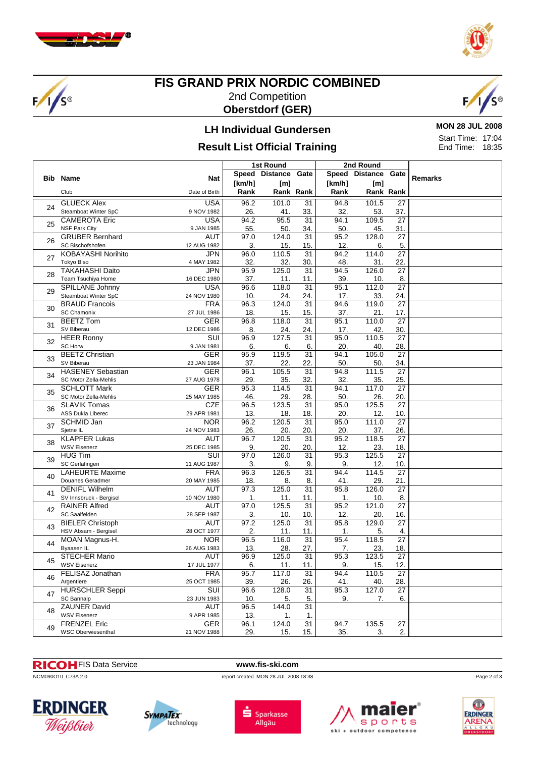# FIS GRAND PRIX NORDIC COMBINED

2nd Competition

**Oberstdorf (GER)**

## LH Individual Gundersen

## Result List Official Training

**MON 28 JUL 2008**

Start Time: 17:04
End Time: 18:35

| Bib | Name / Club | Nat / Date of Birth | 1st Round Speed [km/h] / Rank | 1st Round Distance [m] / Rank | 1st Round Gate / Rank | 2nd Round Speed [km/h] / Rank | 2nd Round Distance [m] / Rank | 2nd Round Gate / Rank | Remarks |
|---|---|---|---|---|---|---|---|---|---|
| 24 | GLUECK Alex<br>Steamboat Winter SpC | USA<br>9 NOV 1982 | 96.2<br>26. | 101.0<br>41. | 31<br>33. | 94.8<br>32. | 101.5<br>53. | 27<br>37. | |
| 25 | CAMEROTA Eric<br>NSF Park City | USA<br>9 JAN 1985 | 94.2<br>55. | 95.5<br>50. | 31<br>34. | 94.1<br>50. | 109.5<br>45. | 27<br>31. | |
| 26 | GRUBER Bernhard<br>SC Bischofshofen | AUT<br>12 AUG 1982 | 97.0<br>3. | 124.0<br>15. | 31<br>15. | 95.2<br>12. | 128.0<br>6. | 27<br>5. | |
| 27 | KOBAYASHI Norihito<br>Tokyo Biso | JPN<br>4 MAY 1982 | 96.0<br>32. | 110.5<br>32. | 31<br>30. | 94.2<br>48. | 114.0<br>31. | 27<br>22. | |
| 28 | TAKAHASHI Daito<br>Team Tsuchiya Home | JPN<br>16 DEC 1980 | 95.9<br>37. | 125.0<br>11. | 31<br>11. | 94.5<br>39. | 126.0<br>10. | 27<br>8. | |
| 29 | SPILLANE Johnny<br>Steamboat Winter SpC | USA<br>24 NOV 1980 | 96.6<br>10. | 118.0<br>24. | 31<br>24. | 95.1<br>17. | 112.0<br>33. | 27<br>24. | |
| 30 | BRAUD Francois<br>SC Chamonix | FRA<br>27 JUL 1986 | 96.3<br>18. | 124.0<br>15. | 31<br>15. | 94.6<br>37. | 119.0<br>21. | 27<br>17. | |
| 31 | BEETZ Tom<br>SV Biberau | GER<br>12 DEC 1986 | 96.8<br>8. | 118.0<br>24. | 31<br>24. | 95.1<br>17. | 110.0<br>42. | 27<br>30. | |
| 32 | HEER Ronny<br>SC Horw | SUI<br>9 JAN 1981 | 96.9<br>6. | 127.5<br>6. | 31<br>6. | 95.0<br>20. | 110.5<br>40. | 27<br>28. | |
| 33 | BEETZ Christian<br>SV Biberau | GER<br>23 JAN 1984 | 95.9<br>37. | 119.5<br>22. | 31<br>22. | 94.1<br>50. | 105.0<br>50. | 27<br>34. | |
| 34 | HASENEY Sebastian<br>SC Motor Zella-Mehlis | GER<br>27 AUG 1978 | 96.1<br>29. | 105.5<br>35. | 31<br>32. | 94.8<br>32. | 111.5<br>35. | 27<br>25. | |
| 35 | SCHLOTT Mark<br>SC Motor Zella-Mehlis | GER<br>25 MAY 1985 | 95.3<br>46. | 114.5<br>29. | 31<br>28. | 94.1<br>50. | 117.0<br>26. | 27<br>20. | |
| 36 | SLAVIK Tomas<br>ASS Dukla Liberec | CZE<br>29 APR 1981 | 96.5<br>13. | 123.5<br>18. | 31<br>18. | 95.0<br>20. | 125.5<br>12. | 27<br>10. | |
| 37 | SCHMID Jan<br>Sjetne IL | NOR<br>24 NOV 1983 | 96.2<br>26. | 120.5<br>20. | 31<br>20. | 95.0<br>20. | 111.0<br>37. | 27<br>26. | |
| 38 | KLAPFER Lukas<br>WSV Eisenerz | AUT<br>25 DEC 1985 | 96.7<br>9. | 120.5<br>20. | 31<br>20. | 95.2<br>12. | 118.5<br>23. | 27<br>18. | |
| 39 | HUG Tim<br>SC Gerlafingen | SUI<br>11 AUG 1987 | 97.0<br>3. | 126.0<br>9. | 31<br>9. | 95.3<br>9. | 125.5<br>12. | 27<br>10. | |
| 40 | LAHEURTE Maxime<br>Douanes Geradmer | FRA<br>20 MAY 1985 | 96.3<br>18. | 126.5<br>8. | 31<br>8. | 94.4<br>41. | 114.5<br>29. | 27<br>21. | |
| 41 | DENIFL Wilhelm<br>SV Innsbruck - Bergisel | AUT<br>10 NOV 1980 | 97.3<br>1. | 125.0<br>11. | 31<br>11. | 95.8<br>1. | 126.0<br>10. | 27<br>8. | |
| 42 | RAINER Alfred<br>SC Saalfelden | AUT<br>28 SEP 1987 | 97.0<br>3. | 125.5<br>10. | 31<br>10. | 95.2<br>12. | 121.0<br>20. | 27<br>16. | |
| 43 | BIELER Christoph<br>HSV Absam - Bergisel | AUT<br>28 OCT 1977 | 97.2<br>2. | 125.0<br>11. | 31<br>11. | 95.8<br>1. | 129.0<br>5. | 27<br>4. | |
| 44 | MOAN Magnus-H.<br>Byaasen IL | NOR<br>26 AUG 1983 | 96.5<br>13. | 116.0<br>28. | 31<br>27. | 95.4<br>7. | 118.5<br>23. | 27<br>18. | |
| 45 | STECHER Mario<br>WSV Eisenerz | AUT<br>17 JUL 1977 | 96.9<br>6. | 125.0<br>11. | 31<br>11. | 95.3<br>9. | 123.5<br>15. | 27<br>12. | |
| 46 | FELISAZ Jonathan<br>Argentiere | FRA<br>25 OCT 1985 | 95.7<br>39. | 117.0<br>26. | 31<br>26. | 94.4<br>41. | 110.5<br>40. | 27<br>28. | |
| 47 | HURSCHLER Seppi<br>SC Bannalp | SUI<br>23 JUN 1983 | 96.6<br>10. | 128.0<br>5. | 31<br>5. | 95.3<br>9. | 127.0<br>7. | 27<br>6. | |
| 48 | ZAUNER David<br>WSV Eisenerz | AUT<br>9 APR 1985 | 96.5<br>13. | 144.0<br>1. | 31<br>1. | | | | |
| 49 | FRENZEL Eric<br>WSC Oberwiesenthal | GER<br>21 NOV 1988 | 96.1<br>29. | 124.0<br>15. | 31<br>15. | 94.7<br>35. | 135.5<br>3. | 27<br>2. | |

RICOH FIS Data Service — www.fis-ski.com

NCM090O10_C73A 2.0 — report created MON 28 JUL 2008 18:38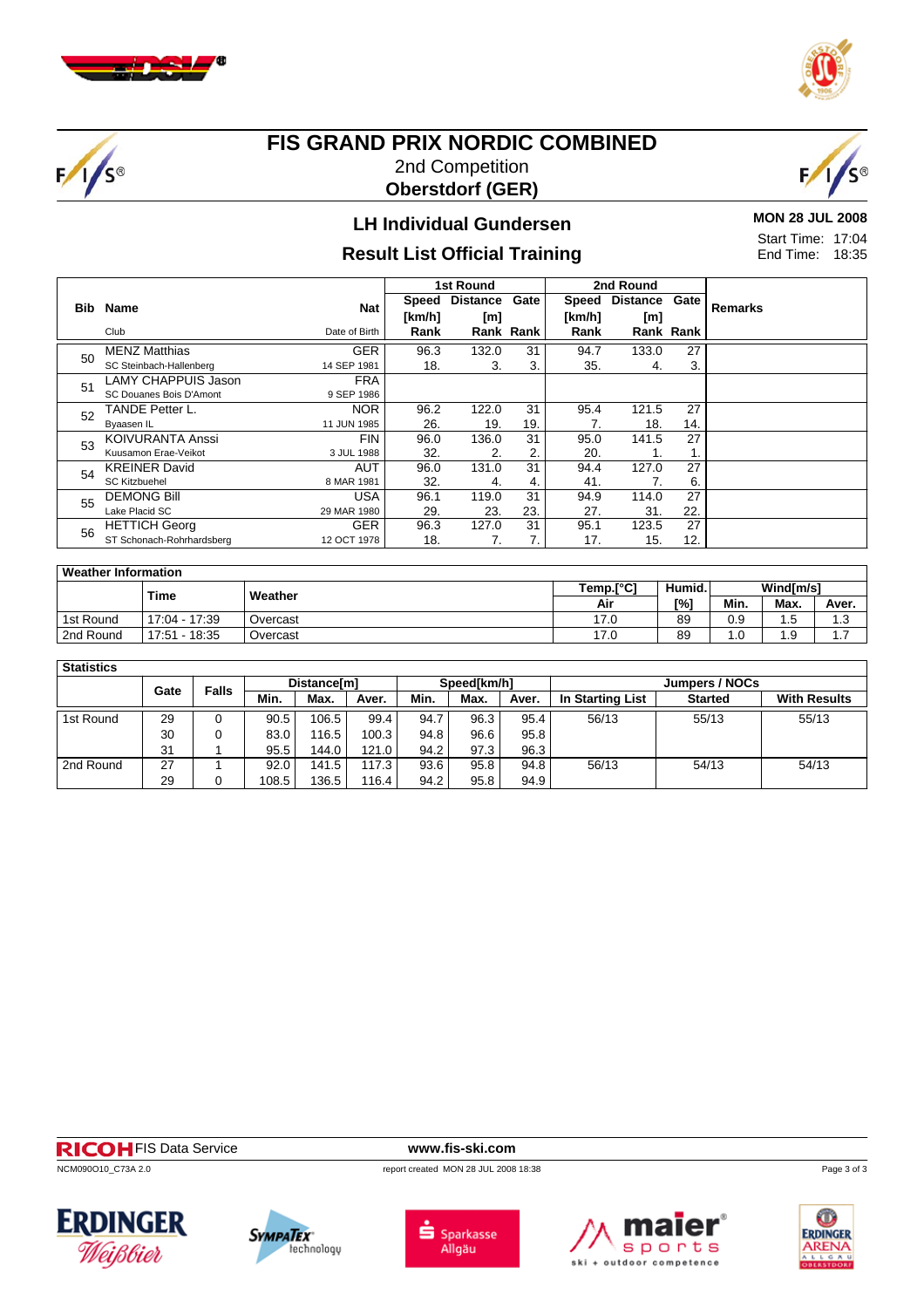# FIS GRAND PRIX NORDIC COMBINED

2nd Competition

**Oberstdorf (GER)**

## LH Individual Gundersen

## Result List Official Training

**MON 28 JUL 2008**

Start Time: 17:04
End Time: 18:35

| Bib | Name / Club | Nat / Date of Birth | 1st Round Speed [km/h] | 1st Round Distance [m] | 1st Round Gate | 2nd Round Speed [km/h] | 2nd Round Distance [m] | 2nd Round Gate | Remarks |
|---|---|---|---|---|---|---|---|---|---|
| | | | Rank | Rank | Rank | Rank | Rank | Rank | |
| 50 | MENZ Matthias | GER | 96.3 | 132.0 | 31 | 94.7 | 133.0 | 27 | |
| | SC Steinbach-Hallenberg | 14 SEP 1981 | 18. | 3. | 3. | 35. | 4. | 3. | |
| 51 | LAMY CHAPPUIS Jason | FRA | | | | | | | |
| | SC Douanes Bois D'Amont | 9 SEP 1986 | | | | | | | |
| 52 | TANDE Petter L. | NOR | 96.2 | 122.0 | 31 | 95.4 | 121.5 | 27 | |
| | Byaasen IL | 11 JUN 1985 | 26. | 19. | 19. | 7. | 18. | 14. | |
| 53 | KOIVURANTA Anssi | FIN | 96.0 | 136.0 | 31 | 95.0 | 141.5 | 27 | |
| | Kuusamon Erae-Veikot | 3 JUL 1988 | 32. | 2. | 2. | 20. | 1. | 1. | |
| 54 | KREINER David | AUT | 96.0 | 131.0 | 31 | 94.4 | 127.0 | 27 | |
| | SC Kitzbuehel | 8 MAR 1981 | 32. | 4. | 4. | 41. | 7. | 6. | |
| 55 | DEMONG Bill | USA | 96.1 | 119.0 | 31 | 94.9 | 114.0 | 27 | |
| | Lake Placid SC | 29 MAR 1980 | 29. | 23. | 23. | 27. | 31. | 22. | |
| 56 | HETTICH Georg | GER | 96.3 | 127.0 | 31 | 95.1 | 123.5 | 27 | |
| | ST Schonach-Rohrhardsberg | 12 OCT 1978 | 18. | 7. | 7. | 17. | 15. | 12. | |

### Weather Information

| | Time | Weather | Temp.[°C] Air | Humid. [%] | Wind[m/s] Min. | Max. | Aver. |
|---|---|---|---|---|---|---|---|
| 1st Round | 17:04 - 17:39 | Overcast | 17.0 | 89 | 0.9 | 1.5 | 1.3 |
| 2nd Round | 17:51 - 18:35 | Overcast | 17.0 | 89 | 1.0 | 1.9 | 1.7 |

### Statistics

| | Gate | Falls | Distance[m] Min. | Max. | Aver. | Speed[km/h] Min. | Max. | Aver. | Jumpers / NOCs In Starting List | Started | With Results |
|---|---|---|---|---|---|---|---|---|---|---|---|
| 1st Round | 29 | 0 | 90.5 | 106.5 | 99.4 | 94.7 | 96.3 | 95.4 | 56/13 | 55/13 | 55/13 |
| | 30 | 0 | 83.0 | 116.5 | 100.3 | 94.8 | 96.6 | 95.8 | | | |
| | 31 | 1 | 95.5 | 144.0 | 121.0 | 94.2 | 97.3 | 96.3 | | | |
| 2nd Round | 27 | 1 | 92.0 | 141.5 | 117.3 | 93.6 | 95.8 | 94.8 | 56/13 | 54/13 | 54/13 |
| | 29 | 0 | 108.5 | 136.5 | 116.4 | 94.2 | 95.8 | 94.9 | | | |

RICOH FIS Data Service    www.fis-ski.com

NCM090O10_C73A 2.0    report created MON 28 JUL 2008 18:38